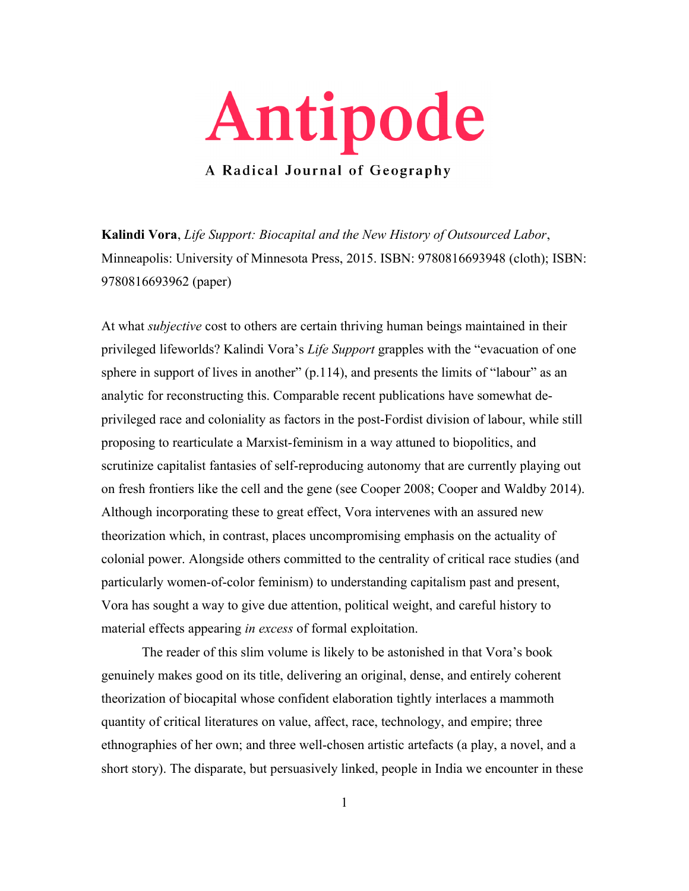# Antipode

**A Radical Journal of Geography**

**Kalindi Vora**, *Life Support: Biocapital and the New History of Outsourced Labor*, Minneapolis: University of Minnesota Press, 2015. ISBN: 9780816693948 (cloth); ISBN: 9780816693962 (paper)

At what *subjective* cost to others are certain thriving human beings maintained in their privileged lifeworlds? Kalindi Vora's *Life Support* grapples with the "evacuation of one sphere in support of lives in another" (p.114), and presents the limits of "labour" as an analytic for reconstructing this. Comparable recent publications have somewhat de-privileged race and coloniality as factors in the post-Fordist division of labour, while still proposing to rearticulate a Marxist-feminism in a way attuned to biopolitics, and scrutinize capitalist fantasies of self-reproducing autonomy that are currently playing out on fresh frontiers like the cell and the gene (see Cooper 2008; Cooper and Waldby 2014). Although incorporating these to great effect, Vora intervenes with an assured new theorization which, in contrast, places uncompromising emphasis on the actuality of colonial power. Alongside others committed to the centrality of critical race studies (and particularly women-of-color feminism) to understanding capitalism past and present, Vora has sought a way to give due attention, political weight, and careful history to material effects appearing *in excess* of formal exploitation.

The reader of this slim volume is likely to be astonished in that Vora's book genuinely makes good on its title, delivering an original, dense, and entirely coherent theorization of biocapital whose confident elaboration tightly interlaces a mammoth quantity of critical literatures on value, affect, race, technology, and empire; three ethnographies of her own; and three well-chosen artistic artefacts (a play, a novel, and a short story). The disparate, but persuasively linked, people in India we encounter in these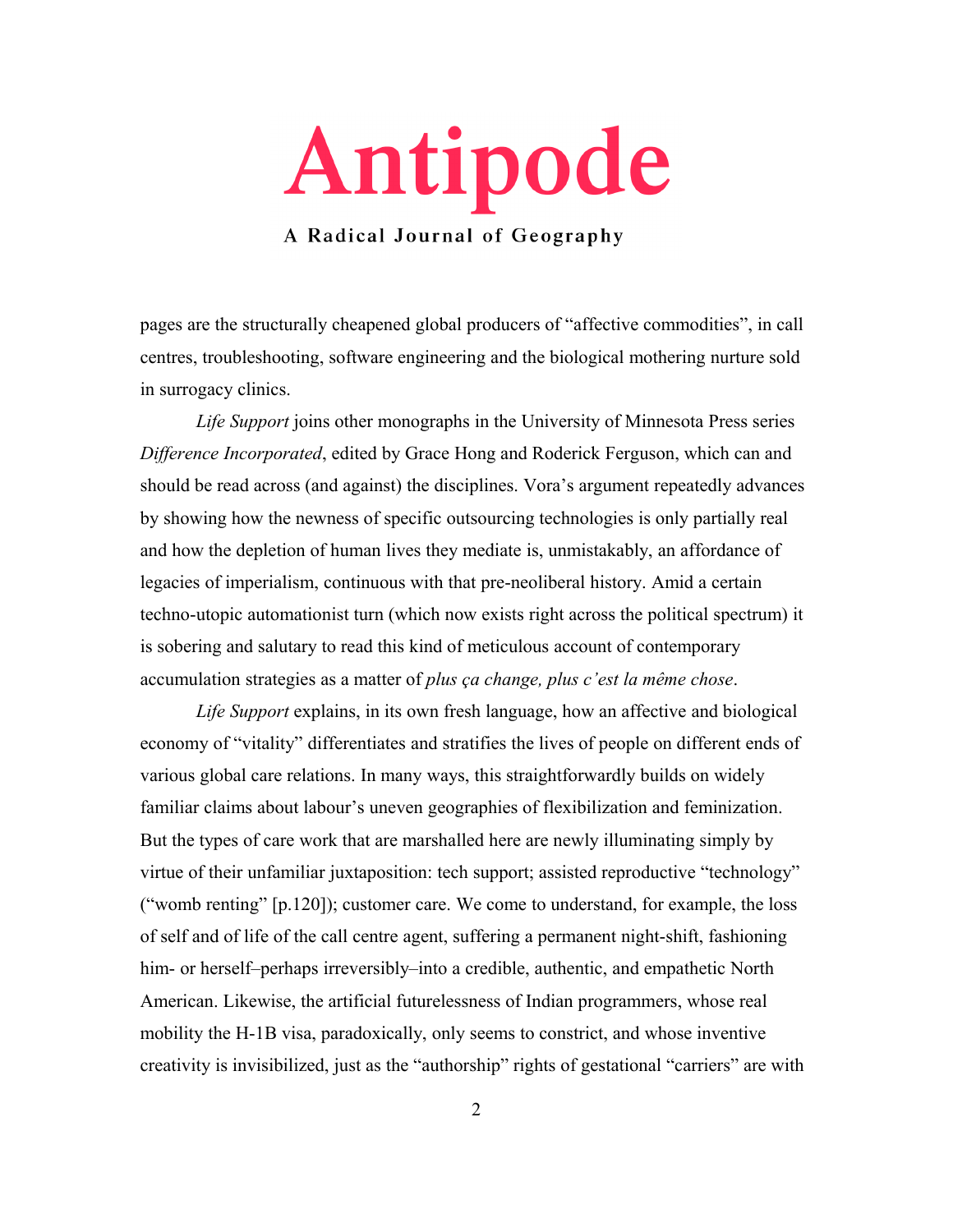pages are the structurally cheapened global producers of "affective commodities", in call centres, troubleshooting, software engineering and the biological mothering nurture sold in surrogacy clinics.

*Life Support* joins other monographs in the University of Minnesota Press series *Difference Incorporated*, edited by Grace Hong and Roderick Ferguson, which can and should be read across (and against) the disciplines. Vora's argument repeatedly advances by showing how the newness of specific outsourcing technologies is only partially real and how the depletion of human lives they mediate is, unmistakably, an affordance of legacies of imperialism, continuous with that pre-neoliberal history. Amid a certain techno-utopic automationist turn (which now exists right across the political spectrum) it is sobering and salutary to read this kind of meticulous account of contemporary accumulation strategies as a matter of *plus ça change, plus c'est la même chose*.

*Life Support* explains, in its own fresh language, how an affective and biological economy of "vitality" differentiates and stratifies the lives of people on different ends of various global care relations. In many ways, this straightforwardly builds on widely familiar claims about labour's uneven geographies of flexibilization and feminization. But the types of care work that are marshalled here are newly illuminating simply by virtue of their unfamiliar juxtaposition: tech support; assisted reproductive "technology" ("womb renting" [p.120]); customer care. We come to understand, for example, the loss of self and of life of the call centre agent, suffering a permanent night-shift, fashioning him- or herself–perhaps irreversibly–into a credible, authentic, and empathetic North American. Likewise, the artificial futurelessness of Indian programmers, whose real mobility the H-1B visa, paradoxically, only seems to constrict, and whose inventive creativity is invisibilized, just as the "authorship" rights of gestational "carriers" are with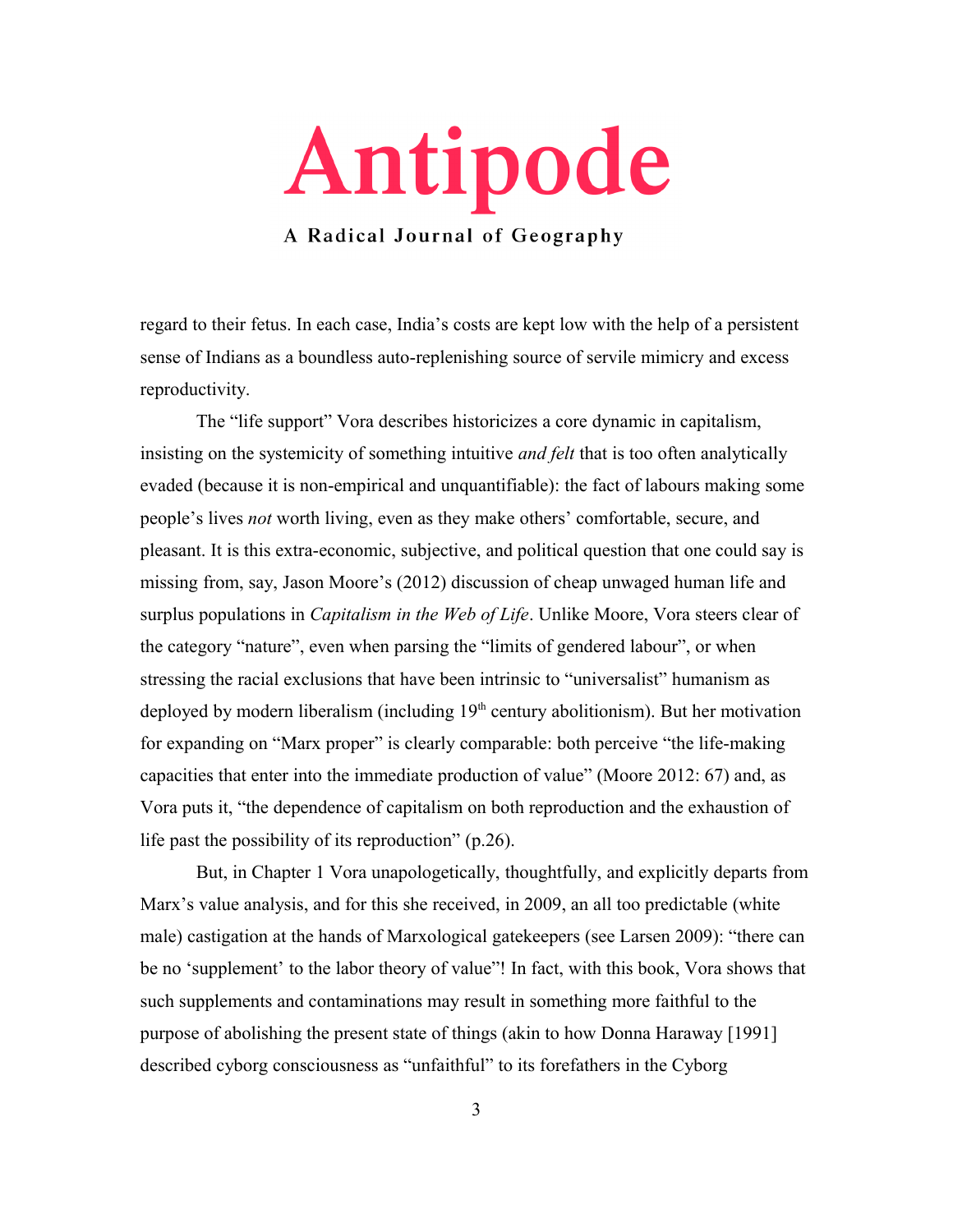regard to their fetus. In each case, India's costs are kept low with the help of a persistent sense of Indians as a boundless auto-replenishing source of servile mimicry and excess reproductivity.

The "life support" Vora describes historicizes a core dynamic in capitalism, insisting on the systemicity of something intuitive *and felt* that is too often analytically evaded (because it is non-empirical and unquantifiable): the fact of labours making some people's lives *not* worth living, even as they make others' comfortable, secure, and pleasant. It is this extra-economic, subjective, and political question that one could say is missing from, say, Jason Moore's (2012) discussion of cheap unwaged human life and surplus populations in *Capitalism in the Web of Life*. Unlike Moore, Vora steers clear of the category "nature", even when parsing the "limits of gendered labour", or when stressing the racial exclusions that have been intrinsic to "universalist" humanism as deployed by modern liberalism (including 19th century abolitionism). But her motivation for expanding on "Marx proper" is clearly comparable: both perceive "the life-making capacities that enter into the immediate production of value" (Moore 2012: 67) and, as Vora puts it, "the dependence of capitalism on both reproduction and the exhaustion of life past the possibility of its reproduction" (p.26).

But, in Chapter 1 Vora unapologetically, thoughtfully, and explicitly departs from Marx's value analysis, and for this she received, in 2009, an all too predictable (white male) castigation at the hands of Marxological gatekeepers (see Larsen 2009): "there can be no 'supplement' to the labor theory of value"! In fact, with this book, Vora shows that such supplements and contaminations may result in something more faithful to the purpose of abolishing the present state of things (akin to how Donna Haraway [1991] described cyborg consciousness as "unfaithful" to its forefathers in the Cyborg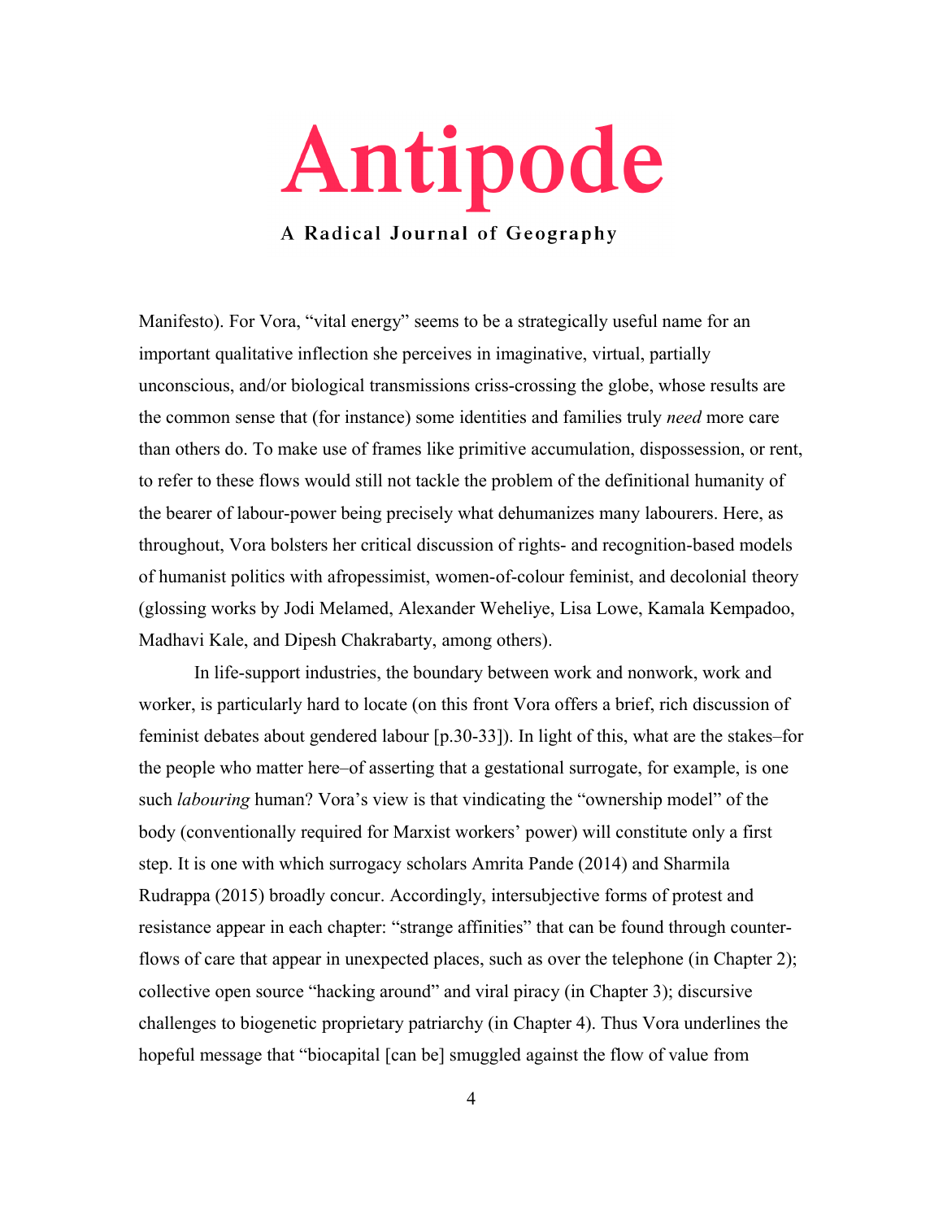Manifesto). For Vora, "vital energy" seems to be a strategically useful name for an important qualitative inflection she perceives in imaginative, virtual, partially unconscious, and/or biological transmissions criss-crossing the globe, whose results are the common sense that (for instance) some identities and families truly *need* more care than others do. To make use of frames like primitive accumulation, dispossession, or rent, to refer to these flows would still not tackle the problem of the definitional humanity of the bearer of labour-power being precisely what dehumanizes many labourers. Here, as throughout, Vora bolsters her critical discussion of rights- and recognition-based models of humanist politics with afropessimist, women-of-colour feminist, and decolonial theory (glossing works by Jodi Melamed, Alexander Weheliye, Lisa Lowe, Kamala Kempadoo, Madhavi Kale, and Dipesh Chakrabarty, among others).

In life-support industries, the boundary between work and nonwork, work and worker, is particularly hard to locate (on this front Vora offers a brief, rich discussion of feminist debates about gendered labour [p.30-33]). In light of this, what are the stakes–for the people who matter here–of asserting that a gestational surrogate, for example, is one such *labouring* human? Vora's view is that vindicating the "ownership model" of the body (conventionally required for Marxist workers' power) will constitute only a first step. It is one with which surrogacy scholars Amrita Pande (2014) and Sharmila Rudrappa (2015) broadly concur. Accordingly, intersubjective forms of protest and resistance appear in each chapter: "strange affinities" that can be found through counter-flows of care that appear in unexpected places, such as over the telephone (in Chapter 2); collective open source "hacking around" and viral piracy (in Chapter 3); discursive challenges to biogenetic proprietary patriarchy (in Chapter 4). Thus Vora underlines the hopeful message that "biocapital [can be] smuggled against the flow of value from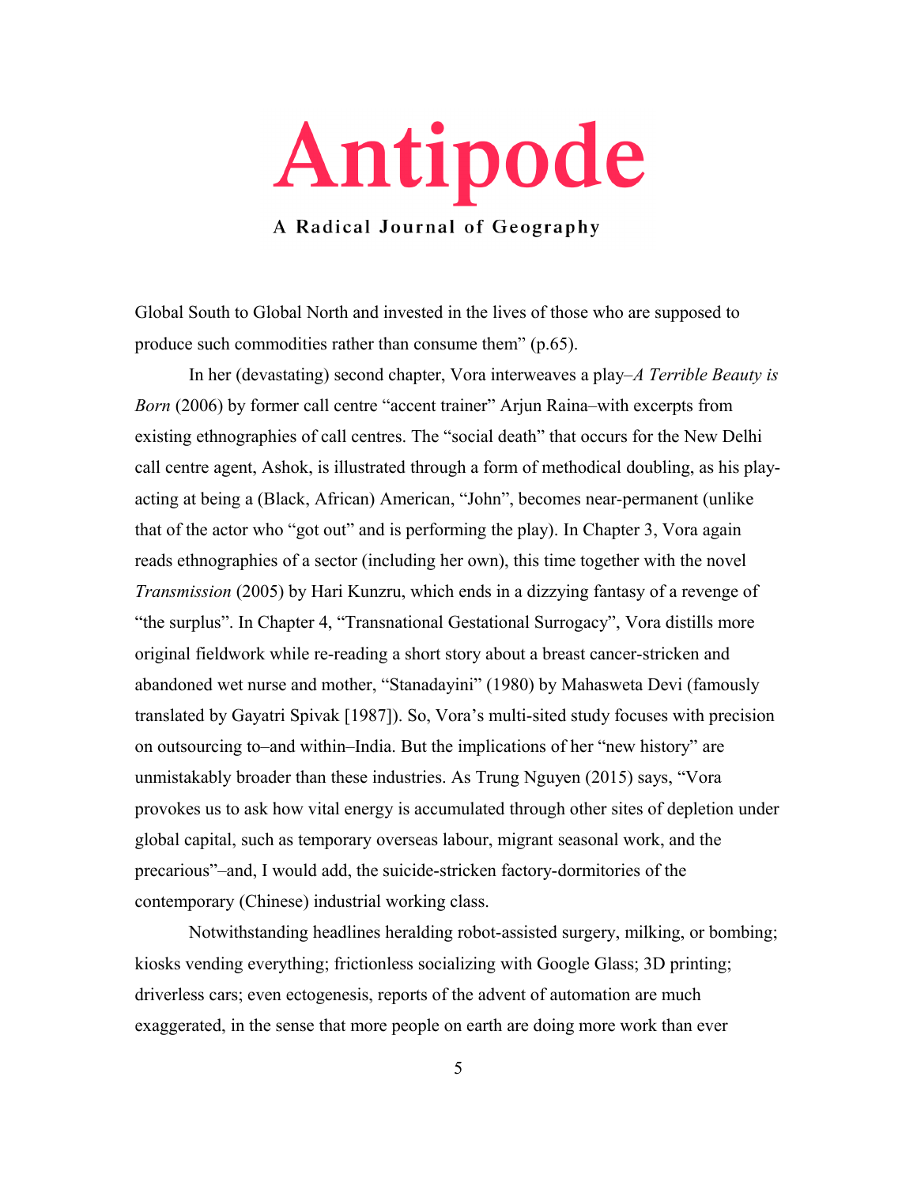Global South to Global North and invested in the lives of those who are supposed to produce such commodities rather than consume them" (p.65).

In her (devastating) second chapter, Vora interweaves a play–*A Terrible Beauty is Born* (2006) by former call centre "accent trainer" Arjun Raina–with excerpts from existing ethnographies of call centres. The "social death" that occurs for the New Delhi call centre agent, Ashok, is illustrated through a form of methodical doubling, as his play-acting at being a (Black, African) American, "John", becomes near-permanent (unlike that of the actor who "got out" and is performing the play). In Chapter 3, Vora again reads ethnographies of a sector (including her own), this time together with the novel *Transmission* (2005) by Hari Kunzru, which ends in a dizzying fantasy of a revenge of "the surplus". In Chapter 4, "Transnational Gestational Surrogacy", Vora distills more original fieldwork while re-reading a short story about a breast cancer-stricken and abandoned wet nurse and mother, "Stanadayini" (1980) by Mahasweta Devi (famously translated by Gayatri Spivak [1987]). So, Vora's multi-sited study focuses with precision on outsourcing to–and within–India. But the implications of her "new history" are unmistakably broader than these industries. As Trung Nguyen (2015) says, "Vora provokes us to ask how vital energy is accumulated through other sites of depletion under global capital, such as temporary overseas labour, migrant seasonal work, and the precarious"–and, I would add, the suicide-stricken factory-dormitories of the contemporary (Chinese) industrial working class.

Notwithstanding headlines heralding robot-assisted surgery, milking, or bombing; kiosks vending everything; frictionless socializing with Google Glass; 3D printing; driverless cars; even ectogenesis, reports of the advent of automation are much exaggerated, in the sense that more people on earth are doing more work than ever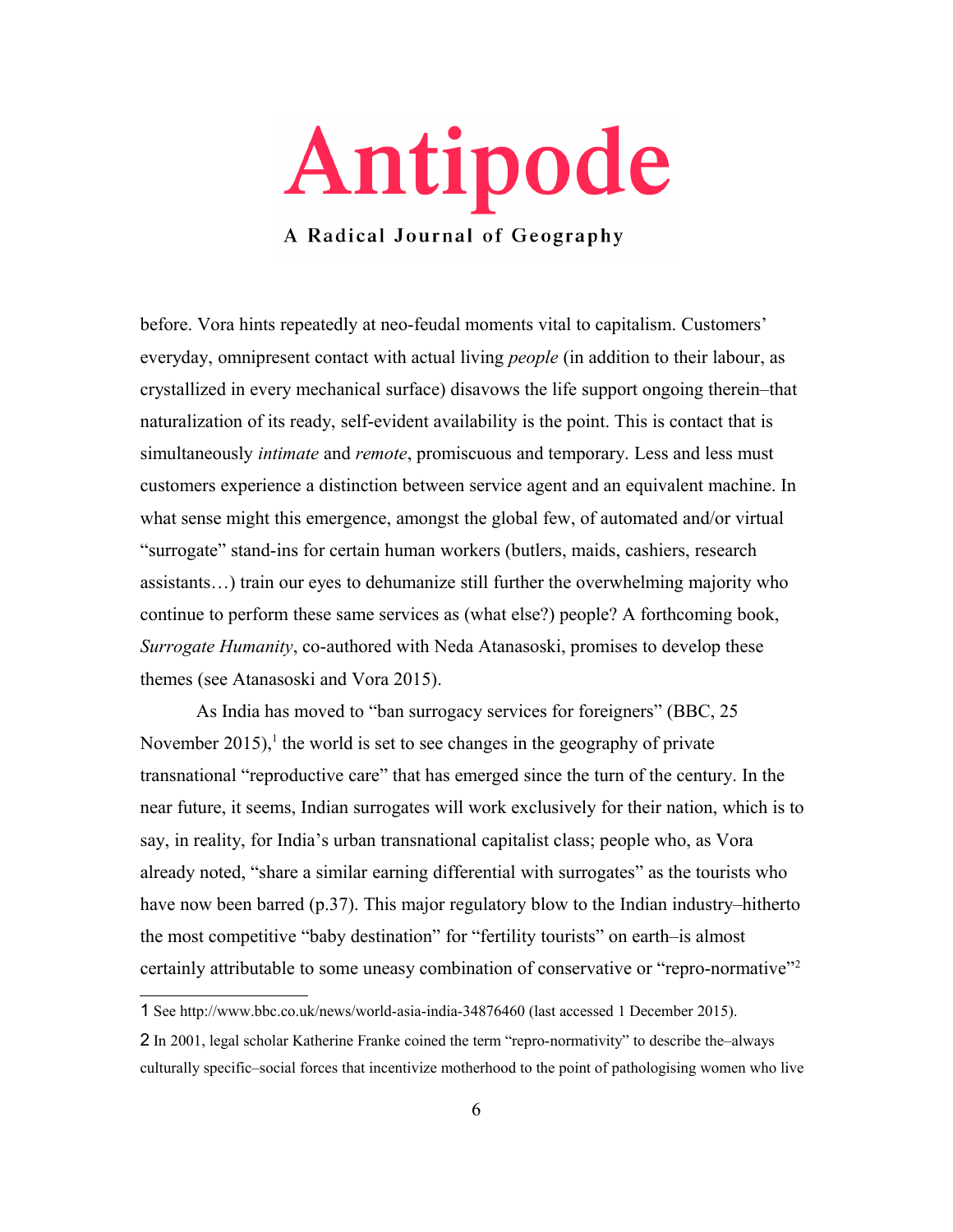before. Vora hints repeatedly at neo-feudal moments vital to capitalism. Customers' everyday, omnipresent contact with actual living *people* (in addition to their labour, as crystallized in every mechanical surface) disavows the life support ongoing therein–that naturalization of its ready, self-evident availability is the point. This is contact that is simultaneously *intimate* and *remote*, promiscuous and temporary. Less and less must customers experience a distinction between service agent and an equivalent machine. In what sense might this emergence, amongst the global few, of automated and/or virtual "surrogate" stand-ins for certain human workers (butlers, maids, cashiers, research assistants…) train our eyes to dehumanize still further the overwhelming majority who continue to perform these same services as (what else?) people? A forthcoming book, *Surrogate Humanity*, co-authored with Neda Atanasoski, promises to develop these themes (see Atanasoski and Vora 2015).

As India has moved to "ban surrogacy services for foreigners" (BBC, 25 November 2015),[1] the world is set to see changes in the geography of private transnational "reproductive care" that has emerged since the turn of the century. In the near future, it seems, Indian surrogates will work exclusively for their nation, which is to say, in reality, for India's urban transnational capitalist class; people who, as Vora already noted, "share a similar earning differential with surrogates" as the tourists who have now been barred (p.37). This major regulatory blow to the Indian industry–hitherto the most competitive "baby destination" for "fertility tourists" on earth–is almost certainly attributable to some uneasy combination of conservative or "repro-normative"[2]

1 See http://www.bbc.co.uk/news/world-asia-india-34876460 (last accessed 1 December 2015).

2 In 2001, legal scholar Katherine Franke coined the term "repro-normativity" to describe the–always culturally specific–social forces that incentivize motherhood to the point of pathologising women who live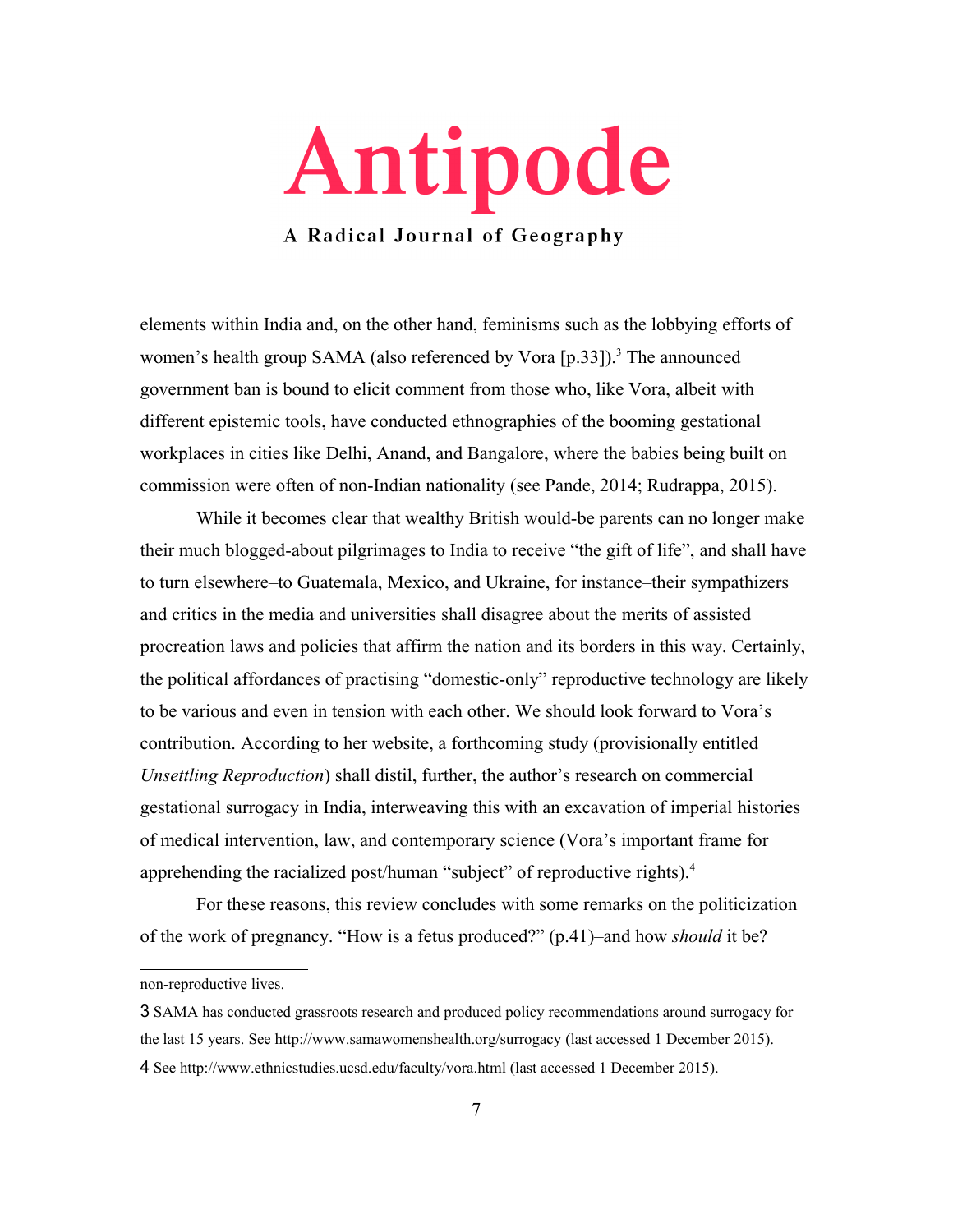elements within India and, on the other hand, feminisms such as the lobbying efforts of women's health group SAMA (also referenced by Vora [p.33]).[3] The announced government ban is bound to elicit comment from those who, like Vora, albeit with different epistemic tools, have conducted ethnographies of the booming gestational workplaces in cities like Delhi, Anand, and Bangalore, where the babies being built on commission were often of non-Indian nationality (see Pande, 2014; Rudrappa, 2015).

While it becomes clear that wealthy British would-be parents can no longer make their much blogged-about pilgrimages to India to receive "the gift of life", and shall have to turn elsewhere–to Guatemala, Mexico, and Ukraine, for instance–their sympathizers and critics in the media and universities shall disagree about the merits of assisted procreation laws and policies that affirm the nation and its borders in this way. Certainly, the political affordances of practising "domestic-only" reproductive technology are likely to be various and even in tension with each other. We should look forward to Vora's contribution. According to her website, a forthcoming study (provisionally entitled *Unsettling Reproduction*) shall distil, further, the author's research on commercial gestational surrogacy in India, interweaving this with an excavation of imperial histories of medical intervention, law, and contemporary science (Vora's important frame for apprehending the racialized post/human "subject" of reproductive rights).[4]

For these reasons, this review concludes with some remarks on the politicization of the work of pregnancy. "How is a fetus produced?" (p.41)–and how *should* it be?

---

non-reproductive lives.

3 SAMA has conducted grassroots research and produced policy recommendations around surrogacy for the last 15 years. See http://www.samawomenshealth.org/surrogacy (last accessed 1 December 2015).

4 See http://www.ethnicstudies.ucsd.edu/faculty/vora.html (last accessed 1 December 2015).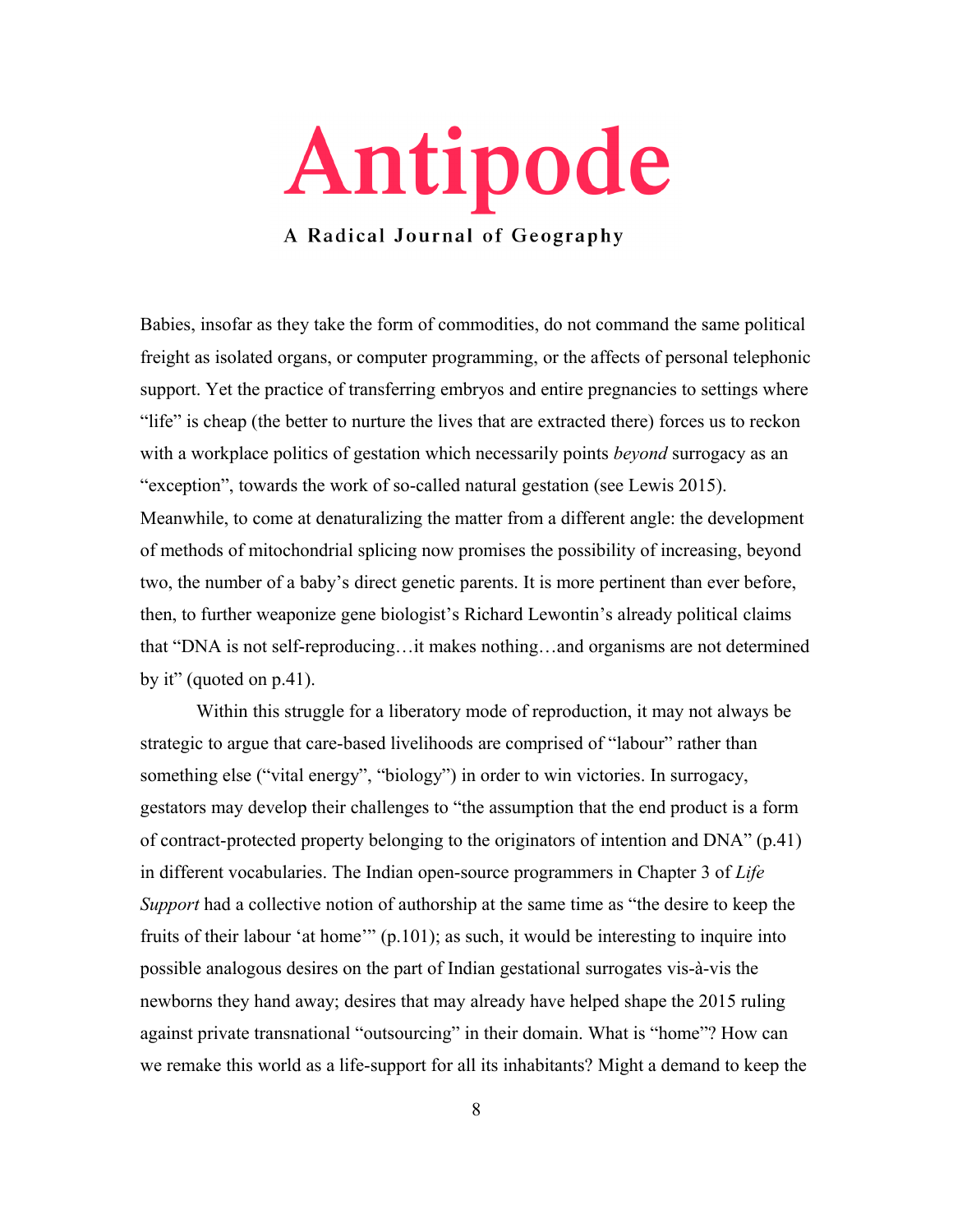Babies, insofar as they take the form of commodities, do not command the same political freight as isolated organs, or computer programming, or the affects of personal telephonic support. Yet the practice of transferring embryos and entire pregnancies to settings where "life" is cheap (the better to nurture the lives that are extracted there) forces us to reckon with a workplace politics of gestation which necessarily points *beyond* surrogacy as an "exception", towards the work of so-called natural gestation (see Lewis 2015). Meanwhile, to come at denaturalizing the matter from a different angle: the development of methods of mitochondrial splicing now promises the possibility of increasing, beyond two, the number of a baby's direct genetic parents. It is more pertinent than ever before, then, to further weaponize gene biologist's Richard Lewontin's already political claims that "DNA is not self-reproducing…it makes nothing…and organisms are not determined by it" (quoted on p.41).

Within this struggle for a liberatory mode of reproduction, it may not always be strategic to argue that care-based livelihoods are comprised of "labour" rather than something else ("vital energy", "biology") in order to win victories. In surrogacy, gestators may develop their challenges to "the assumption that the end product is a form of contract-protected property belonging to the originators of intention and DNA" (p.41) in different vocabularies. The Indian open-source programmers in Chapter 3 of *Life Support* had a collective notion of authorship at the same time as "the desire to keep the fruits of their labour 'at home'" (p.101); as such, it would be interesting to inquire into possible analogous desires on the part of Indian gestational surrogates vis-à-vis the newborns they hand away; desires that may already have helped shape the 2015 ruling against private transnational "outsourcing" in their domain. What is "home"? How can we remake this world as a life-support for all its inhabitants? Might a demand to keep the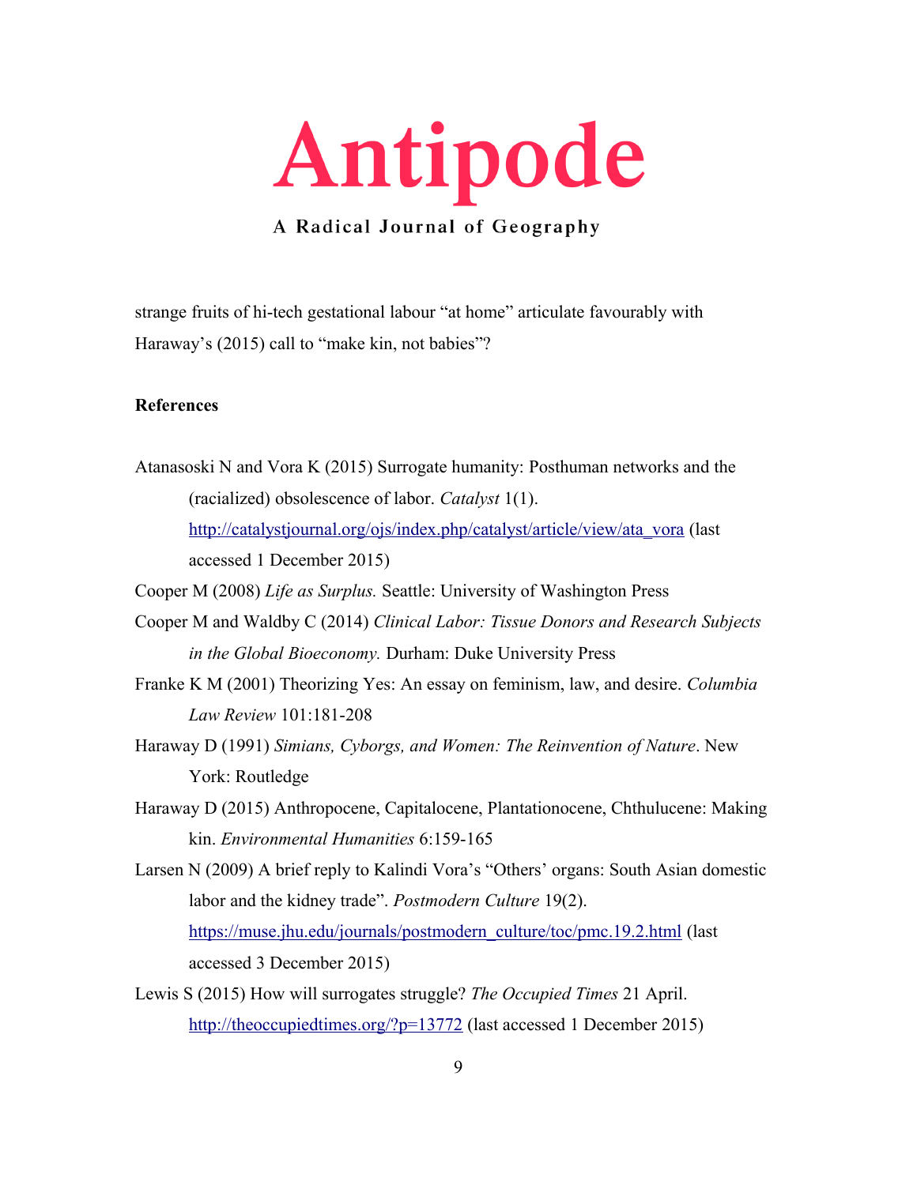strange fruits of hi-tech gestational labour "at home" articulate favourably with Haraway's (2015) call to "make kin, not babies"?

**References**

Atanasoski N and Vora K (2015) Surrogate humanity: Posthuman networks and the (racialized) obsolescence of labor. *Catalyst* 1(1). http://catalystjournal.org/ojs/index.php/catalyst/article/view/ata_vora (last accessed 1 December 2015)

Cooper M (2008) *Life as Surplus.* Seattle: University of Washington Press

Cooper M and Waldby C (2014) *Clinical Labor: Tissue Donors and Research Subjects in the Global Bioeconomy.* Durham: Duke University Press

Franke K M (2001) Theorizing Yes: An essay on feminism, law, and desire. *Columbia Law Review* 101:181-208

Haraway D (1991) *Simians, Cyborgs, and Women: The Reinvention of Nature*. New York: Routledge

Haraway D (2015) Anthropocene, Capitalocene, Plantationocene, Chthulucene: Making kin. *Environmental Humanities* 6:159-165

Larsen N (2009) A brief reply to Kalindi Vora's "Others' organs: South Asian domestic labor and the kidney trade". *Postmodern Culture* 19(2). https://muse.jhu.edu/journals/postmodern_culture/toc/pmc.19.2.html (last accessed 3 December 2015)

Lewis S (2015) How will surrogates struggle? *The Occupied Times* 21 April. http://theoccupiedtimes.org/?p=13772 (last accessed 1 December 2015)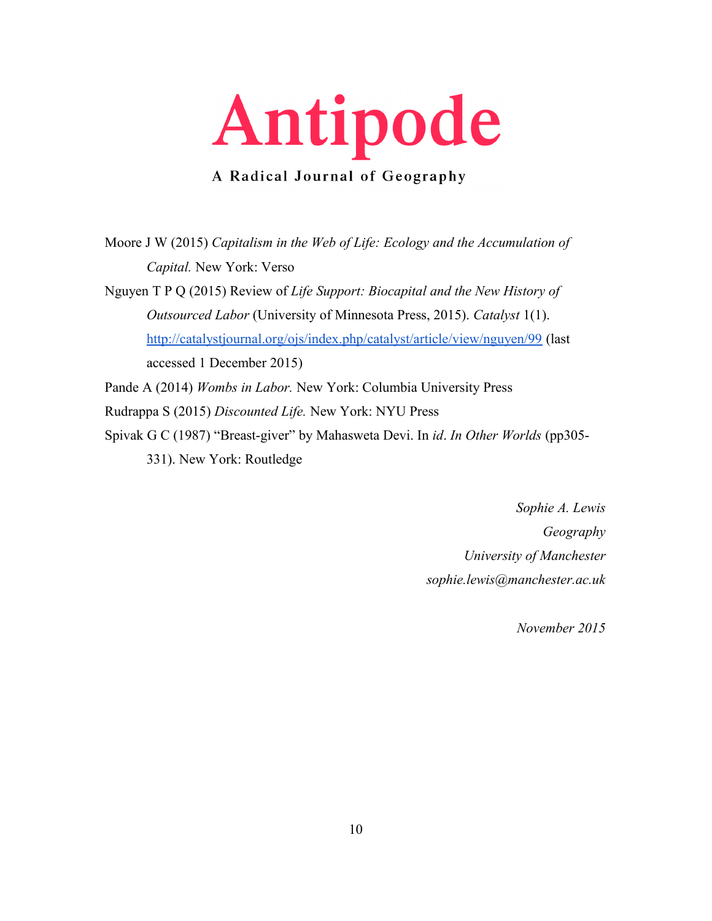Moore J W (2015) *Capitalism in the Web of Life: Ecology and the Accumulation of Capital.* New York: Verso

Nguyen T P Q (2015) Review of *Life Support: Biocapital and the New History of Outsourced Labor* (University of Minnesota Press, 2015). *Catalyst* 1(1). http://catalystjournal.org/ojs/index.php/catalyst/article/view/nguyen/99 (last accessed 1 December 2015)

Pande A (2014) *Wombs in Labor.* New York: Columbia University Press

Rudrappa S (2015) *Discounted Life.* New York: NYU Press

Spivak G C (1987) "Breast-giver" by Mahasweta Devi. In *id*. *In Other Worlds* (pp305-331). New York: Routledge

*Sophie A. Lewis*
*Geography*
*University of Manchester*
*sophie.lewis@manchester.ac.uk*

*November 2015*